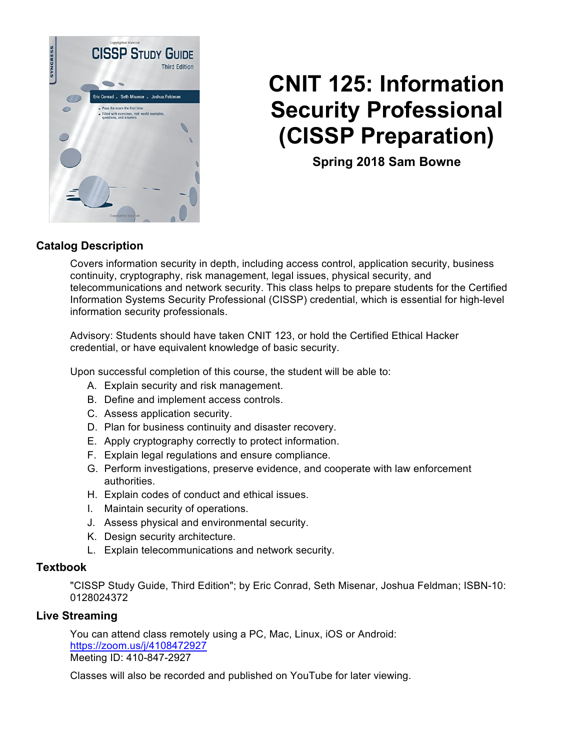# CNIT 125: Information Security Professional (CISSP Preparation)

**Spring 2018 Sam Bowne**

## Catalog Description

Covers information security in depth, including access control, application security, business continuity, cryptography, risk management, legal issues, physical security, and telecommunications and network security. This class helps to prepare students for the Certified Information Systems Security Professional (CISSP) credential, which is essential for high-level information security professionals.

Advisory: Students should have taken CNIT 123, or hold the Certified Ethical Hacker credential, or have equivalent knowledge of basic security.

Upon successful completion of this course, the student will be able to:

A. Explain security and risk management.
B. Define and implement access controls.
C. Assess application security.
D. Plan for business continuity and disaster recovery.
E. Apply cryptography correctly to protect information.
F. Explain legal regulations and ensure compliance.
G. Perform investigations, preserve evidence, and cooperate with law enforcement authorities.
H. Explain codes of conduct and ethical issues.
I. Maintain security of operations.
J. Assess physical and environmental security.
K. Design security architecture.
L. Explain telecommunications and network security.

## Textbook

"CISSP Study Guide, Third Edition"; by Eric Conrad, Seth Misenar, Joshua Feldman; ISBN-10: 0128024372

## Live Streaming

You can attend class remotely using a PC, Mac, Linux, iOS or Android:
https://zoom.us/j/4108472927
Meeting ID: 410-847-2927

Classes will also be recorded and published on YouTube for later viewing.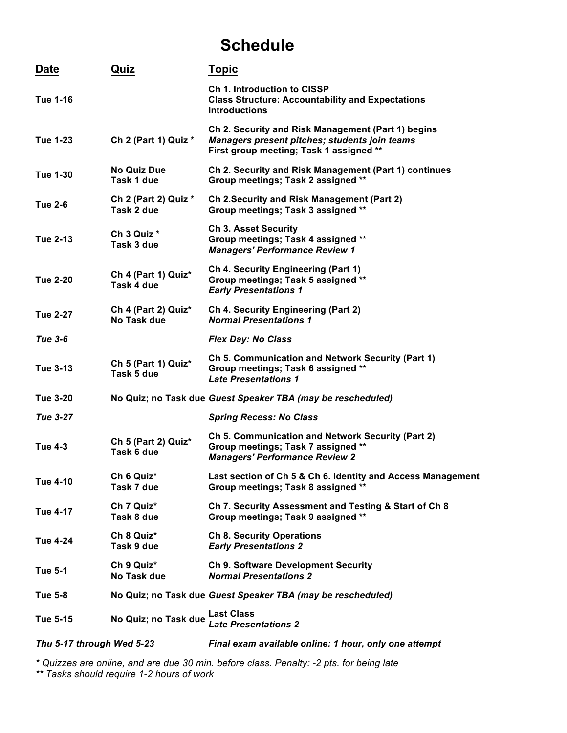# Schedule

| Date | Quiz | Topic |
|---|---|---|
| **Tue 1-16** | | **Ch 1. Introduction to CISSP**<br>**Class Structure: Accountability and Expectations**<br>**Introductions** |
| **Tue 1-23** | **Ch 2 (Part 1) Quiz** * | **Ch 2. Security and Risk Management (Part 1) begins**<br>***Managers present pitches; students join teams***<br>**First group meeting; Task 1 assigned** ** |
| **Tue 1-30** | **No Quiz Due**<br>**Task 1 due** | **Ch 2. Security and Risk Management (Part 1) continues**<br>**Group meetings; Task 2 assigned** ** |
| **Tue 2-6** | **Ch 2 (Part 2) Quiz** *<br>**Task 2 due** | **Ch 2.Security and Risk Management (Part 2)**<br>**Group meetings; Task 3 assigned** ** |
| **Tue 2-13** | **Ch 3 Quiz** *<br>**Task 3 due** | **Ch 3. Asset Security**<br>**Group meetings; Task 4 assigned** **<br>***Managers' Performance Review 1*** |
| **Tue 2-20** | **Ch 4 (Part 1) Quiz***<br>**Task 4 due** | **Ch 4. Security Engineering (Part 1)**<br>**Group meetings; Task 5 assigned** **<br>***Early Presentations 1*** |
| **Tue 2-27** | **Ch 4 (Part 2) Quiz***<br>**No Task due** | **Ch 4. Security Engineering (Part 2)**<br>***Normal Presentations 1*** |
| ***Tue 3-6*** | | ***Flex Day: No Class*** |
| **Tue 3-13** | **Ch 5 (Part 1) Quiz***<br>**Task 5 due** | **Ch 5. Communication and Network Security (Part 1)**<br>**Group meetings; Task 6 assigned** **<br>***Late Presentations 1*** |
| **Tue 3-20** | **No Quiz; no Task due** | ***Guest Speaker TBA (may be rescheduled)*** |
| ***Tue 3-27*** | | ***Spring Recess: No Class*** |
| **Tue 4-3** | **Ch 5 (Part 2) Quiz***<br>**Task 6 due** | **Ch 5. Communication and Network Security (Part 2)**<br>**Group meetings; Task 7 assigned** **<br>***Managers' Performance Review 2*** |
| **Tue 4-10** | **Ch 6 Quiz***<br>**Task 7 due** | **Last section of Ch 5 & Ch 6. Identity and Access Management**<br>**Group meetings; Task 8 assigned** ** |
| **Tue 4-17** | **Ch 7 Quiz***<br>**Task 8 due** | **Ch 7. Security Assessment and Testing & Start of Ch 8**<br>**Group meetings; Task 9 assigned** ** |
| **Tue 4-24** | **Ch 8 Quiz***<br>**Task 9 due** | **Ch 8. Security Operations**<br>***Early Presentations 2*** |
| **Tue 5-1** | **Ch 9 Quiz***<br>**No Task due** | **Ch 9. Software Development Security**<br>***Normal Presentations 2*** |
| **Tue 5-8** | **No Quiz; no Task due** | ***Guest Speaker TBA (may be rescheduled)*** |
| **Tue 5-15** | **No Quiz; no Task due** | **Last Class**<br>***Late Presentations 2*** |
| ***Thu 5-17 through Wed 5-23*** | | ***Final exam available online: 1 hour, only one attempt*** |

*\* Quizzes are online, and are due 30 min. before class. Penalty: -2 pts. for being late*

*\*\* Tasks should require 1-2 hours of work*